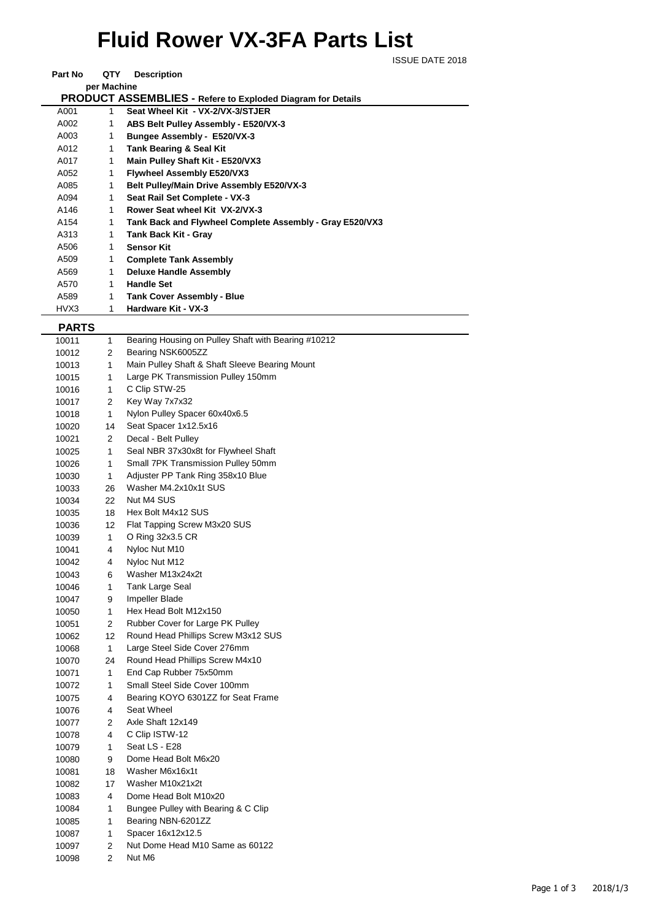# Fluid Rower VX-3FA Parts List

ISSUE DATE 2018

| Part No | QTY per Machine | Description |
|---|---|---|
| **PRODUCT ASSEMBLIES** - Refere to Exploded Diagram for Details | | |
| A001 | 1 | **Seat Wheel Kit - VX-2/VX-3/STJER** |
| A002 | 1 | **ABS Belt Pulley Assembly - E520/VX-3** |
| A003 | 1 | **Bungee Assembly - E520/VX-3** |
| A012 | 1 | **Tank Bearing & Seal Kit** |
| A017 | 1 | **Main Pulley Shaft Kit - E520/VX3** |
| A052 | 1 | **Flywheel Assembly E520/VX3** |
| A085 | 1 | **Belt Pulley/Main Drive Assembly E520/VX-3** |
| A094 | 1 | **Seat Rail Set Complete - VX-3** |
| A146 | 1 | **Rower Seat wheel Kit VX-2/VX-3** |
| A154 | 1 | **Tank Back and Flywheel Complete Assembly - Gray E520/VX3** |
| A313 | 1 | **Tank Back Kit - Gray** |
| A506 | 1 | **Sensor Kit** |
| A509 | 1 | **Complete Tank Assembly** |
| A569 | 1 | **Deluxe Handle Assembly** |
| A570 | 1 | **Handle Set** |
| A589 | 1 | **Tank Cover Assembly - Blue** |
| HVX3 | 1 | **Hardware Kit - VX-3** |

## PARTS

| Part No | QTY per Machine | Description |
|---|---|---|
| 10011 | 1 | Bearing Housing on Pulley Shaft with Bearing #10212 |
| 10012 | 2 | Bearing NSK6005ZZ |
| 10013 | 1 | Main Pulley Shaft & Shaft Sleeve Bearing Mount |
| 10015 | 1 | Large PK Transmission Pulley 150mm |
| 10016 | 1 | C Clip STW-25 |
| 10017 | 2 | Key Way 7x7x32 |
| 10018 | 1 | Nylon Pulley Spacer 60x40x6.5 |
| 10020 | 14 | Seat Spacer 1x12.5x16 |
| 10021 | 2 | Decal - Belt Pulley |
| 10025 | 1 | Seal NBR 37x30x8t for Flywheel Shaft |
| 10026 | 1 | Small 7PK Transmission Pulley 50mm |
| 10030 | 1 | Adjuster PP Tank Ring 358x10 Blue |
| 10033 | 26 | Washer M4.2x10x1t SUS |
| 10034 | 22 | Nut M4 SUS |
| 10035 | 18 | Hex Bolt M4x12 SUS |
| 10036 | 12 | Flat Tapping Screw M3x20 SUS |
| 10039 | 1 | O Ring 32x3.5 CR |
| 10041 | 4 | Nyloc Nut M10 |
| 10042 | 4 | Nyloc Nut M12 |
| 10043 | 6 | Washer M13x24x2t |
| 10046 | 1 | Tank Large Seal |
| 10047 | 9 | Impeller Blade |
| 10050 | 1 | Hex Head Bolt M12x150 |
| 10051 | 2 | Rubber Cover for Large PK Pulley |
| 10062 | 12 | Round Head Phillips Screw M3x12 SUS |
| 10068 | 1 | Large Steel Side Cover 276mm |
| 10070 | 24 | Round Head Phillips Screw M4x10 |
| 10071 | 1 | End Cap Rubber 75x50mm |
| 10072 | 1 | Small Steel Side Cover 100mm |
| 10075 | 4 | Bearing KOYO 6301ZZ for Seat Frame |
| 10076 | 4 | Seat Wheel |
| 10077 | 2 | Axle Shaft 12x149 |
| 10078 | 4 | C Clip ISTW-12 |
| 10079 | 1 | Seat LS - E28 |
| 10080 | 9 | Dome Head Bolt M6x20 |
| 10081 | 18 | Washer M6x16x1t |
| 10082 | 17 | Washer M10x21x2t |
| 10083 | 4 | Dome Head Bolt M10x20 |
| 10084 | 1 | Bungee Pulley with Bearing & C Clip |
| 10085 | 1 | Bearing NBN-6201ZZ |
| 10087 | 1 | Spacer 16x12x12.5 |
| 10097 | 2 | Nut Dome Head M10 Same as 60122 |
| 10098 | 2 | Nut M6 |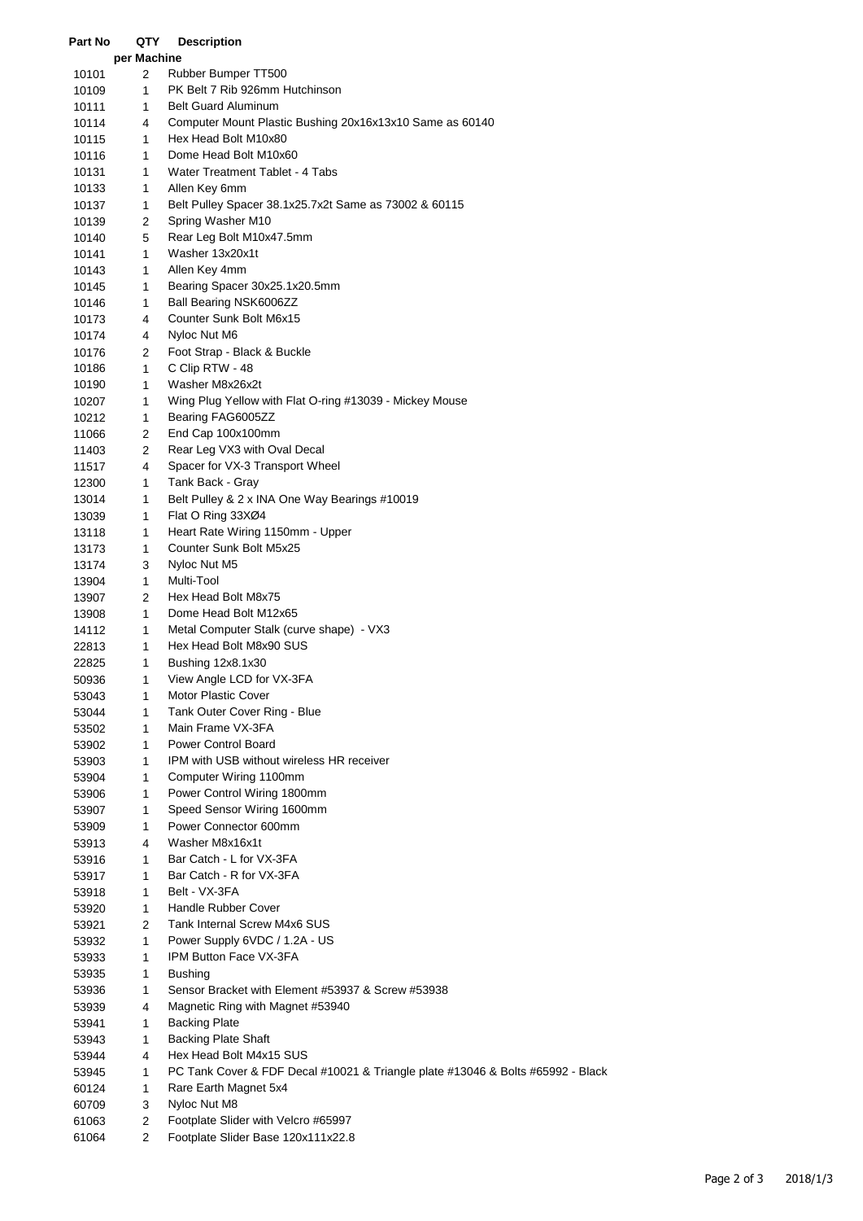| Part No | QTY per Machine | Description |
|---|---|---|
| 10101 | 2 | Rubber Bumper TT500 |
| 10109 | 1 | PK Belt 7 Rib 926mm Hutchinson |
| 10111 | 1 | Belt Guard Aluminum |
| 10114 | 4 | Computer Mount Plastic Bushing 20x16x13x10 Same as 60140 |
| 10115 | 1 | Hex Head Bolt M10x80 |
| 10116 | 1 | Dome Head Bolt M10x60 |
| 10131 | 1 | Water Treatment Tablet - 4 Tabs |
| 10133 | 1 | Allen Key 6mm |
| 10137 | 1 | Belt Pulley Spacer 38.1x25.7x2t Same as 73002 & 60115 |
| 10139 | 2 | Spring Washer M10 |
| 10140 | 5 | Rear Leg Bolt M10x47.5mm |
| 10141 | 1 | Washer 13x20x1t |
| 10143 | 1 | Allen Key 4mm |
| 10145 | 1 | Bearing Spacer 30x25.1x20.5mm |
| 10146 | 1 | Ball Bearing NSK6006ZZ |
| 10173 | 4 | Counter Sunk Bolt M6x15 |
| 10174 | 4 | Nyloc Nut M6 |
| 10176 | 2 | Foot Strap - Black & Buckle |
| 10186 | 1 | C Clip RTW - 48 |
| 10190 | 1 | Washer M8x26x2t |
| 10207 | 1 | Wing Plug Yellow with Flat O-ring #13039 - Mickey Mouse |
| 10212 | 1 | Bearing FAG6005ZZ |
| 11066 | 2 | End Cap 100x100mm |
| 11403 | 2 | Rear Leg VX3 with Oval Decal |
| 11517 | 4 | Spacer for VX-3 Transport Wheel |
| 12300 | 1 | Tank Back - Gray |
| 13014 | 1 | Belt Pulley & 2 x INA One Way Bearings #10019 |
| 13039 | 1 | Flat O Ring 33XØ4 |
| 13118 | 1 | Heart Rate Wiring 1150mm - Upper |
| 13173 | 1 | Counter Sunk Bolt M5x25 |
| 13174 | 3 | Nyloc Nut M5 |
| 13904 | 1 | Multi-Tool |
| 13907 | 2 | Hex Head Bolt M8x75 |
| 13908 | 1 | Dome Head Bolt M12x65 |
| 14112 | 1 | Metal Computer Stalk (curve shape) - VX3 |
| 22813 | 1 | Hex Head Bolt M8x90 SUS |
| 22825 | 1 | Bushing 12x8.1x30 |
| 50936 | 1 | View Angle LCD for VX-3FA |
| 53043 | 1 | Motor Plastic Cover |
| 53044 | 1 | Tank Outer Cover Ring - Blue |
| 53502 | 1 | Main Frame VX-3FA |
| 53902 | 1 | Power Control Board |
| 53903 | 1 | IPM with USB without wireless HR receiver |
| 53904 | 1 | Computer Wiring 1100mm |
| 53906 | 1 | Power Control Wiring 1800mm |
| 53907 | 1 | Speed Sensor Wiring 1600mm |
| 53909 | 1 | Power Connector 600mm |
| 53913 | 4 | Washer M8x16x1t |
| 53916 | 1 | Bar Catch - L for VX-3FA |
| 53917 | 1 | Bar Catch - R for VX-3FA |
| 53918 | 1 | Belt - VX-3FA |
| 53920 | 1 | Handle Rubber Cover |
| 53921 | 2 | Tank Internal Screw M4x6 SUS |
| 53932 | 1 | Power Supply 6VDC / 1.2A - US |
| 53933 | 1 | IPM Button Face VX-3FA |
| 53935 | 1 | Bushing |
| 53936 | 1 | Sensor Bracket with Element #53937 & Screw #53938 |
| 53939 | 4 | Magnetic Ring with Magnet #53940 |
| 53941 | 1 | Backing Plate |
| 53943 | 1 | Backing Plate Shaft |
| 53944 | 4 | Hex Head Bolt M4x15 SUS |
| 53945 | 1 | PC Tank Cover & FDF Decal #10021 & Triangle plate #13046 & Bolts #65992 - Black |
| 60124 | 1 | Rare Earth Magnet 5x4 |
| 60709 | 3 | Nyloc Nut M8 |
| 61063 | 2 | Footplate Slider with Velcro #65997 |
| 61064 | 2 | Footplate Slider Base 120x111x22.8 |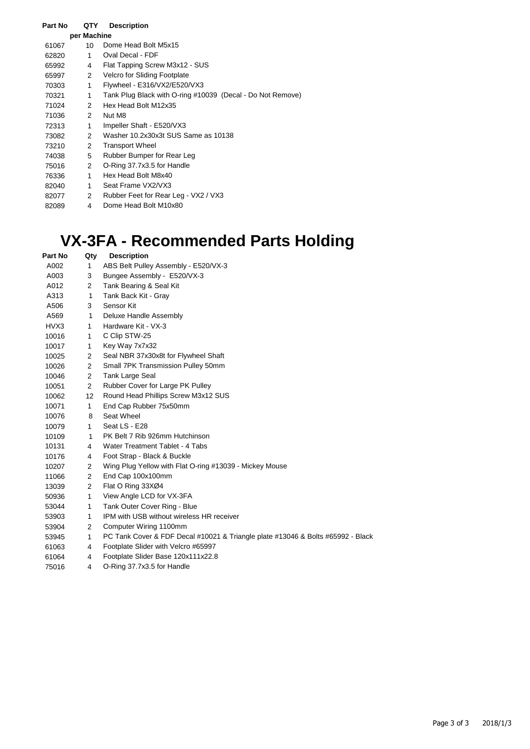| Part No | QTY per Machine | Description |
|---|---|---|
| 61067 | 10 | Dome Head Bolt M5x15 |
| 62820 | 1 | Oval Decal - FDF |
| 65992 | 4 | Flat Tapping Screw M3x12 - SUS |
| 65997 | 2 | Velcro for Sliding Footplate |
| 70303 | 1 | Flywheel - E316/VX2/E520/VX3 |
| 70321 | 1 | Tank Plug Black with O-ring #10039 (Decal - Do Not Remove) |
| 71024 | 2 | Hex Head Bolt M12x35 |
| 71036 | 2 | Nut M8 |
| 72313 | 1 | Impeller Shaft - E520/VX3 |
| 73082 | 2 | Washer 10.2x30x3t SUS Same as 10138 |
| 73210 | 2 | Transport Wheel |
| 74038 | 5 | Rubber Bumper for Rear Leg |
| 75016 | 2 | O-Ring 37.7x3.5 for Handle |
| 76336 | 1 | Hex Head Bolt M8x40 |
| 82040 | 1 | Seat Frame VX2/VX3 |
| 82077 | 2 | Rubber Feet for Rear Leg - VX2 / VX3 |
| 82089 | 4 | Dome Head Bolt M10x80 |

# VX-3FA - Recommended Parts Holding

| Part No | Qty | Description |
|---|---|---|
| A002 | 1 | ABS Belt Pulley Assembly - E520/VX-3 |
| A003 | 3 | Bungee Assembly - E520/VX-3 |
| A012 | 2 | Tank Bearing & Seal Kit |
| A313 | 1 | Tank Back Kit - Gray |
| A506 | 3 | Sensor Kit |
| A569 | 1 | Deluxe Handle Assembly |
| HVX3 | 1 | Hardware Kit - VX-3 |
| 10016 | 1 | C Clip STW-25 |
| 10017 | 1 | Key Way 7x7x32 |
| 10025 | 2 | Seal NBR 37x30x8t for Flywheel Shaft |
| 10026 | 2 | Small 7PK Transmission Pulley 50mm |
| 10046 | 2 | Tank Large Seal |
| 10051 | 2 | Rubber Cover for Large PK Pulley |
| 10062 | 12 | Round Head Phillips Screw M3x12 SUS |
| 10071 | 1 | End Cap Rubber 75x50mm |
| 10076 | 8 | Seat Wheel |
| 10079 | 1 | Seat LS - E28 |
| 10109 | 1 | PK Belt 7 Rib 926mm Hutchinson |
| 10131 | 4 | Water Treatment Tablet - 4 Tabs |
| 10176 | 4 | Foot Strap - Black & Buckle |
| 10207 | 2 | Wing Plug Yellow with Flat O-ring #13039 - Mickey Mouse |
| 11066 | 2 | End Cap 100x100mm |
| 13039 | 2 | Flat O Ring 33XØ4 |
| 50936 | 1 | View Angle LCD for VX-3FA |
| 53044 | 1 | Tank Outer Cover Ring - Blue |
| 53903 | 1 | IPM with USB without wireless HR receiver |
| 53904 | 2 | Computer Wiring 1100mm |
| 53945 | 1 | PC Tank Cover & FDF Decal #10021 & Triangle plate #13046 & Bolts #65992 - Black |
| 61063 | 4 | Footplate Slider with Velcro #65997 |
| 61064 | 4 | Footplate Slider Base 120x111x22.8 |
| 75016 | 4 | O-Ring 37.7x3.5 for Handle |